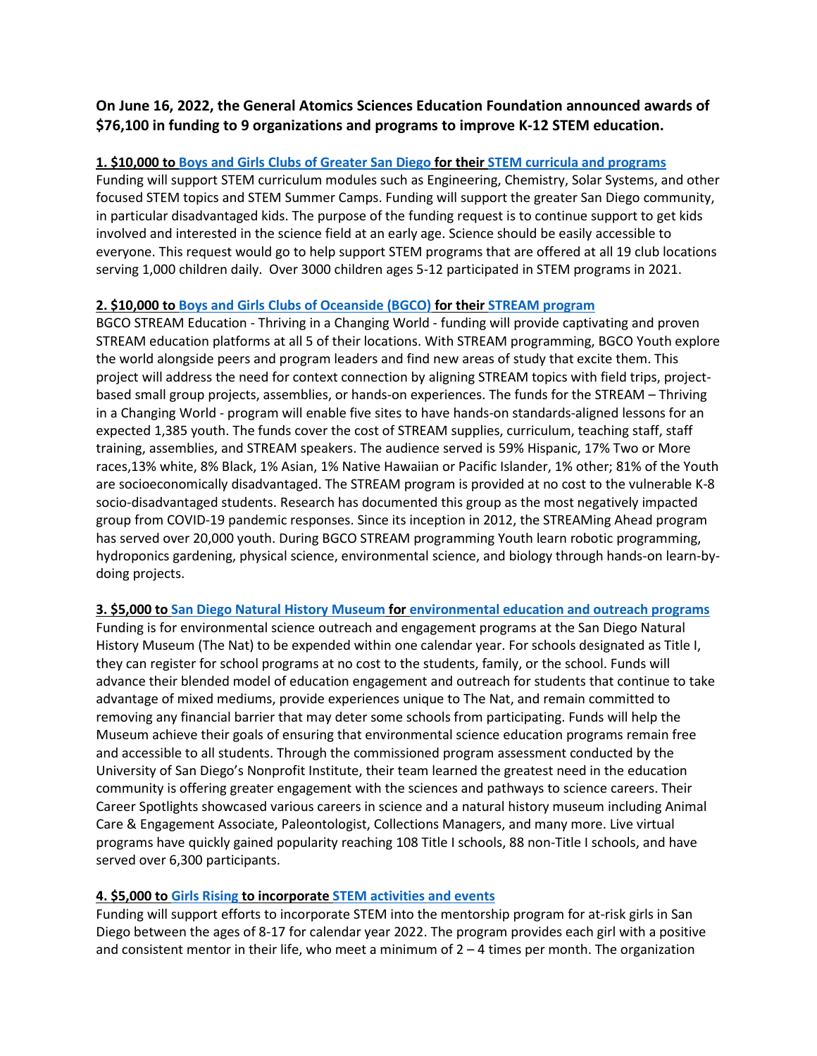**On June 16, 2022, the General Atomics Sciences Education Foundation announced awards of $76,100 in funding to 9 organizations and programs to improve K-12 STEM education.**

**1. $10,000 to Boys and Girls Clubs of Greater San Diego for their STEM curricula and programs**

Funding will support STEM curriculum modules such as Engineering, Chemistry, Solar Systems, and other focused STEM topics and STEM Summer Camps. Funding will support the greater San Diego community, in particular disadvantaged kids. The purpose of the funding request is to continue support to get kids involved and interested in the science field at an early age. Science should be easily accessible to everyone. This request would go to help support STEM programs that are offered at all 19 club locations serving 1,000 children daily. Over 3000 children ages 5-12 participated in STEM programs in 2021.

**2. $10,000 to Boys and Girls Clubs of Oceanside (BGCO) for their STREAM program**

BGCO STREAM Education - Thriving in a Changing World - funding will provide captivating and proven STREAM education platforms at all 5 of their locations. With STREAM programming, BGCO Youth explore the world alongside peers and program leaders and find new areas of study that excite them. This project will address the need for context connection by aligning STREAM topics with field trips, project-based small group projects, assemblies, or hands-on experiences. The funds for the STREAM – Thriving in a Changing World - program will enable five sites to have hands-on standards-aligned lessons for an expected 1,385 youth. The funds cover the cost of STREAM supplies, curriculum, teaching staff, staff training, assemblies, and STREAM speakers. The audience served is 59% Hispanic, 17% Two or More races,13% white, 8% Black, 1% Asian, 1% Native Hawaiian or Pacific Islander, 1% other; 81% of the Youth are socioeconomically disadvantaged. The STREAM program is provided at no cost to the vulnerable K-8 socio-disadvantaged students. Research has documented this group as the most negatively impacted group from COVID-19 pandemic responses. Since its inception in 2012, the STREAMing Ahead program has served over 20,000 youth. During BGCO STREAM programming Youth learn robotic programming, hydroponics gardening, physical science, environmental science, and biology through hands-on learn-by-doing projects.

**3. $5,000 to San Diego Natural History Museum for environmental education and outreach programs**

Funding is for environmental science outreach and engagement programs at the San Diego Natural History Museum (The Nat) to be expended within one calendar year. For schools designated as Title I, they can register for school programs at no cost to the students, family, or the school. Funds will advance their blended model of education engagement and outreach for students that continue to take advantage of mixed mediums, provide experiences unique to The Nat, and remain committed to removing any financial barrier that may deter some schools from participating. Funds will help the Museum achieve their goals of ensuring that environmental science education programs remain free and accessible to all students. Through the commissioned program assessment conducted by the University of San Diego's Nonprofit Institute, their team learned the greatest need in the education community is offering greater engagement with the sciences and pathways to science careers. Their Career Spotlights showcased various careers in science and a natural history museum including Animal Care & Engagement Associate, Paleontologist, Collections Managers, and many more. Live virtual programs have quickly gained popularity reaching 108 Title I schools, 88 non-Title I schools, and have served over 6,300 participants.

**4. $5,000 to Girls Rising to incorporate STEM activities and events**

Funding will support efforts to incorporate STEM into the mentorship program for at-risk girls in San Diego between the ages of 8-17 for calendar year 2022. The program provides each girl with a positive and consistent mentor in their life, who meet a minimum of 2 – 4 times per month. The organization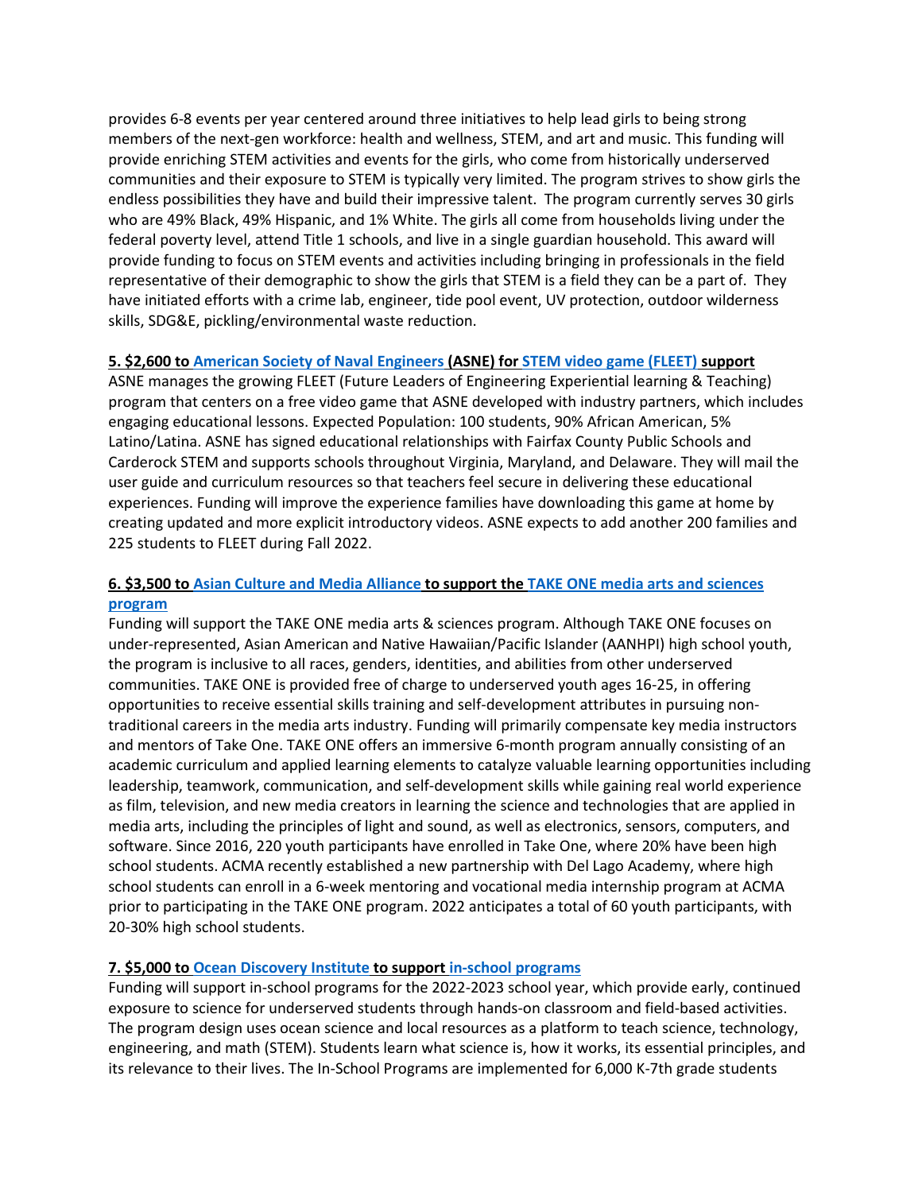provides 6-8 events per year centered around three initiatives to help lead girls to being strong members of the next-gen workforce: health and wellness, STEM, and art and music. This funding will provide enriching STEM activities and events for the girls, who come from historically underserved communities and their exposure to STEM is typically very limited. The program strives to show girls the endless possibilities they have and build their impressive talent. The program currently serves 30 girls who are 49% Black, 49% Hispanic, and 1% White. The girls all come from households living under the federal poverty level, attend Title 1 schools, and live in a single guardian household. This award will provide funding to focus on STEM events and activities including bringing in professionals in the field representative of their demographic to show the girls that STEM is a field they can be a part of. They have initiated efforts with a crime lab, engineer, tide pool event, UV protection, outdoor wilderness skills, SDG&E, pickling/environmental waste reduction.

**5. $2,600 to American Society of Naval Engineers (ASNE) for STEM video game (FLEET) support**

ASNE manages the growing FLEET (Future Leaders of Engineering Experiential learning & Teaching) program that centers on a free video game that ASNE developed with industry partners, which includes engaging educational lessons. Expected Population: 100 students, 90% African American, 5% Latino/Latina. ASNE has signed educational relationships with Fairfax County Public Schools and Carderock STEM and supports schools throughout Virginia, Maryland, and Delaware. They will mail the user guide and curriculum resources so that teachers feel secure in delivering these educational experiences. Funding will improve the experience families have downloading this game at home by creating updated and more explicit introductory videos. ASNE expects to add another 200 families and 225 students to FLEET during Fall 2022.

**6. $3,500 to Asian Culture and Media Alliance to support the TAKE ONE media arts and sciences program**

Funding will support the TAKE ONE media arts & sciences program. Although TAKE ONE focuses on under-represented, Asian American and Native Hawaiian/Pacific Islander (AANHPI) high school youth, the program is inclusive to all races, genders, identities, and abilities from other underserved communities. TAKE ONE is provided free of charge to underserved youth ages 16-25, in offering opportunities to receive essential skills training and self-development attributes in pursuing non-traditional careers in the media arts industry. Funding will primarily compensate key media instructors and mentors of Take One. TAKE ONE offers an immersive 6-month program annually consisting of an academic curriculum and applied learning elements to catalyze valuable learning opportunities including leadership, teamwork, communication, and self-development skills while gaining real world experience as film, television, and new media creators in learning the science and technologies that are applied in media arts, including the principles of light and sound, as well as electronics, sensors, computers, and software. Since 2016, 220 youth participants have enrolled in Take One, where 20% have been high school students. ACMA recently established a new partnership with Del Lago Academy, where high school students can enroll in a 6-week mentoring and vocational media internship program at ACMA prior to participating in the TAKE ONE program. 2022 anticipates a total of 60 youth participants, with 20-30% high school students.

**7. $5,000 to Ocean Discovery Institute to support in-school programs**

Funding will support in-school programs for the 2022-2023 school year, which provide early, continued exposure to science for underserved students through hands-on classroom and field-based activities. The program design uses ocean science and local resources as a platform to teach science, technology, engineering, and math (STEM). Students learn what science is, how it works, its essential principles, and its relevance to their lives. The In-School Programs are implemented for 6,000 K-7th grade students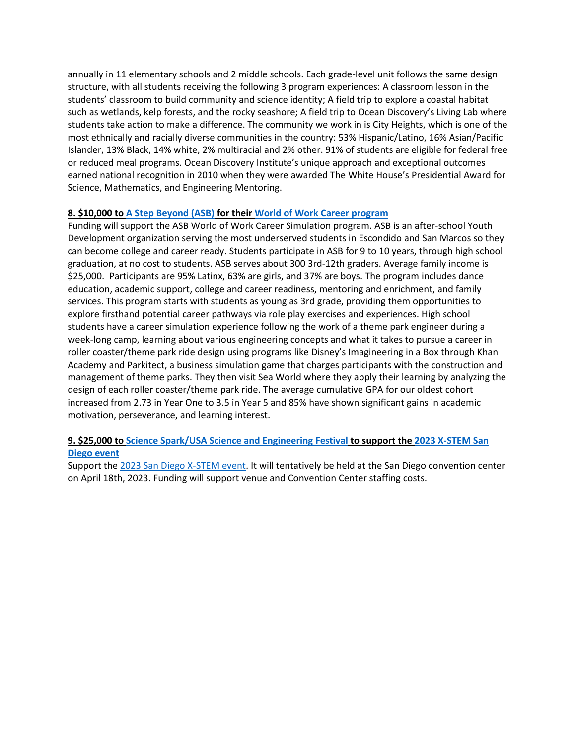annually in 11 elementary schools and 2 middle schools. Each grade-level unit follows the same design structure, with all students receiving the following 3 program experiences: A classroom lesson in the students' classroom to build community and science identity; A field trip to explore a coastal habitat such as wetlands, kelp forests, and the rocky seashore; A field trip to Ocean Discovery's Living Lab where students take action to make a difference. The community we work in is City Heights, which is one of the most ethnically and racially diverse communities in the country: 53% Hispanic/Latino, 16% Asian/Pacific Islander, 13% Black, 14% white, 2% multiracial and 2% other. 91% of students are eligible for federal free or reduced meal programs. Ocean Discovery Institute's unique approach and exceptional outcomes earned national recognition in 2010 when they were awarded The White House's Presidential Award for Science, Mathematics, and Engineering Mentoring.

**8. $10,000 to A Step Beyond (ASB) for their World of Work Career program**

Funding will support the ASB World of Work Career Simulation program. ASB is an after-school Youth Development organization serving the most underserved students in Escondido and San Marcos so they can become college and career ready. Students participate in ASB for 9 to 10 years, through high school graduation, at no cost to students. ASB serves about 300 3rd-12th graders. Average family income is $25,000. Participants are 95% Latinx, 63% are girls, and 37% are boys. The program includes dance education, academic support, college and career readiness, mentoring and enrichment, and family services. This program starts with students as young as 3rd grade, providing them opportunities to explore firsthand potential career pathways via role play exercises and experiences. High school students have a career simulation experience following the work of a theme park engineer during a week-long camp, learning about various engineering concepts and what it takes to pursue a career in roller coaster/theme park ride design using programs like Disney's Imagineering in a Box through Khan Academy and Parkitect, a business simulation game that charges participants with the construction and management of theme parks. They then visit Sea World where they apply their learning by analyzing the design of each roller coaster/theme park ride. The average cumulative GPA for our oldest cohort increased from 2.73 in Year One to 3.5 in Year 5 and 85% have shown significant gains in academic motivation, perseverance, and learning interest.

**9. $25,000 to Science Spark/USA Science and Engineering Festival to support the 2023 X-STEM San Diego event**

Support the 2023 San Diego X-STEM event. It will tentatively be held at the San Diego convention center on April 18th, 2023. Funding will support venue and Convention Center staffing costs.